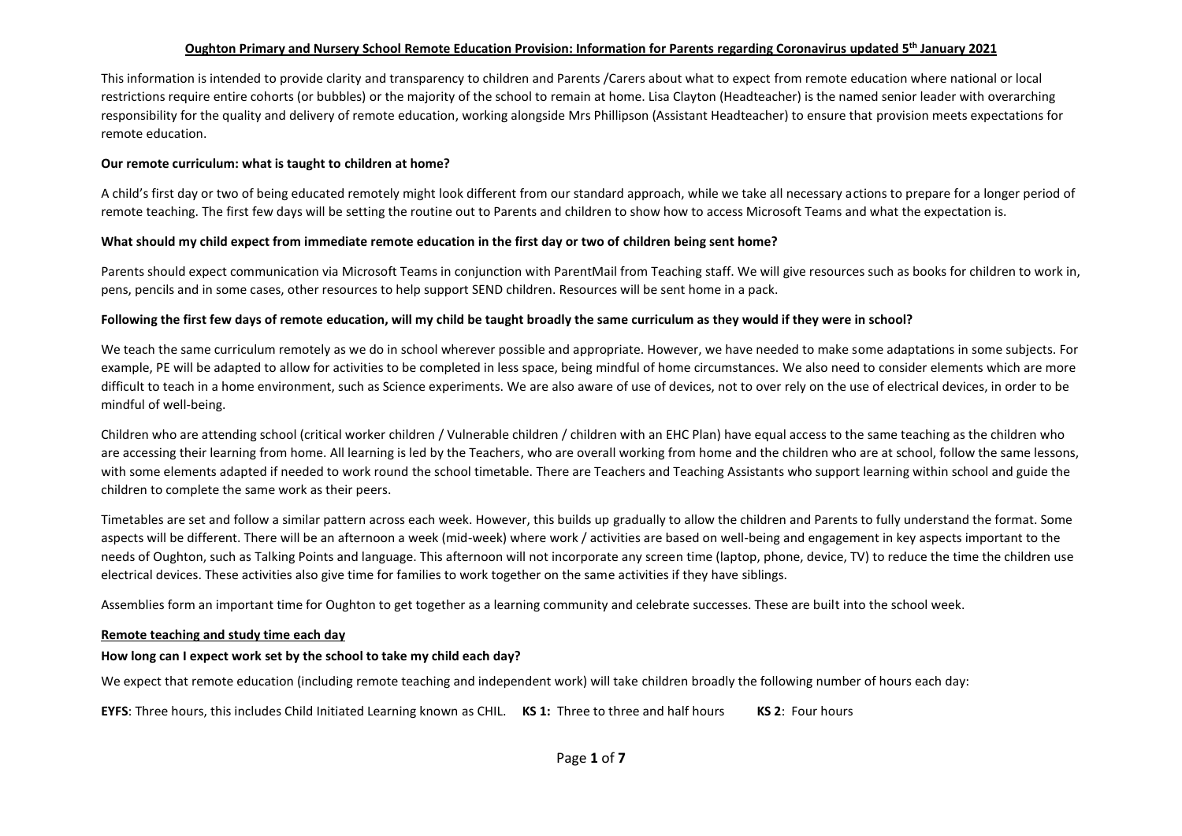# Oughton Primary and Nursery School Remote Education Provision: Information for Parents regarding Coronavirus updated 5th January 2021

This information is intended to provide clarity and transparency to children and Parents /Carers about what to expect from remote education where national or local restrictions require entire cohorts (or bubbles) or the majority of the school to remain at home. Lisa Clayton (Headteacher) is the named senior leader with overarching responsibility for the quality and delivery of remote education, working alongside Mrs Phillipson (Assistant Headteacher) to ensure that provision meets expectations for remote education.

**Our remote curriculum: what is taught to children at home?**

A child's first day or two of being educated remotely might look different from our standard approach, while we take all necessary actions to prepare for a longer period of remote teaching. The first few days will be setting the routine out to Parents and children to show how to access Microsoft Teams and what the expectation is.

**What should my child expect from immediate remote education in the first day or two of children being sent home?**

Parents should expect communication via Microsoft Teams in conjunction with ParentMail from Teaching staff. We will give resources such as books for children to work in, pens, pencils and in some cases, other resources to help support SEND children. Resources will be sent home in a pack.

**Following the first few days of remote education, will my child be taught broadly the same curriculum as they would if they were in school?**

We teach the same curriculum remotely as we do in school wherever possible and appropriate. However, we have needed to make some adaptations in some subjects. For example, PE will be adapted to allow for activities to be completed in less space, being mindful of home circumstances. We also need to consider elements which are more difficult to teach in a home environment, such as Science experiments. We are also aware of use of devices, not to over rely on the use of electrical devices, in order to be mindful of well-being.

Children who are attending school (critical worker children / Vulnerable children / children with an EHC Plan) have equal access to the same teaching as the children who are accessing their learning from home. All learning is led by the Teachers, who are overall working from home and the children who are at school, follow the same lessons, with some elements adapted if needed to work round the school timetable. There are Teachers and Teaching Assistants who support learning within school and guide the children to complete the same work as their peers.

Timetables are set and follow a similar pattern across each week. However, this builds up gradually to allow the children and Parents to fully understand the format. Some aspects will be different. There will be an afternoon a week (mid-week) where work / activities are based on well-being and engagement in key aspects important to the needs of Oughton, such as Talking Points and language. This afternoon will not incorporate any screen time (laptop, phone, device, TV) to reduce the time the children use electrical devices. These activities also give time for families to work together on the same activities if they have siblings.

Assemblies form an important time for Oughton to get together as a learning community and celebrate successes. These are built into the school week.

## Remote teaching and study time each day

**How long can I expect work set by the school to take my child each day?**

We expect that remote education (including remote teaching and independent work) will take children broadly the following number of hours each day:

**EYFS**: Three hours, this includes Child Initiated Learning known as CHIL. **KS 1:** Three to three and half hours **KS 2**: Four hours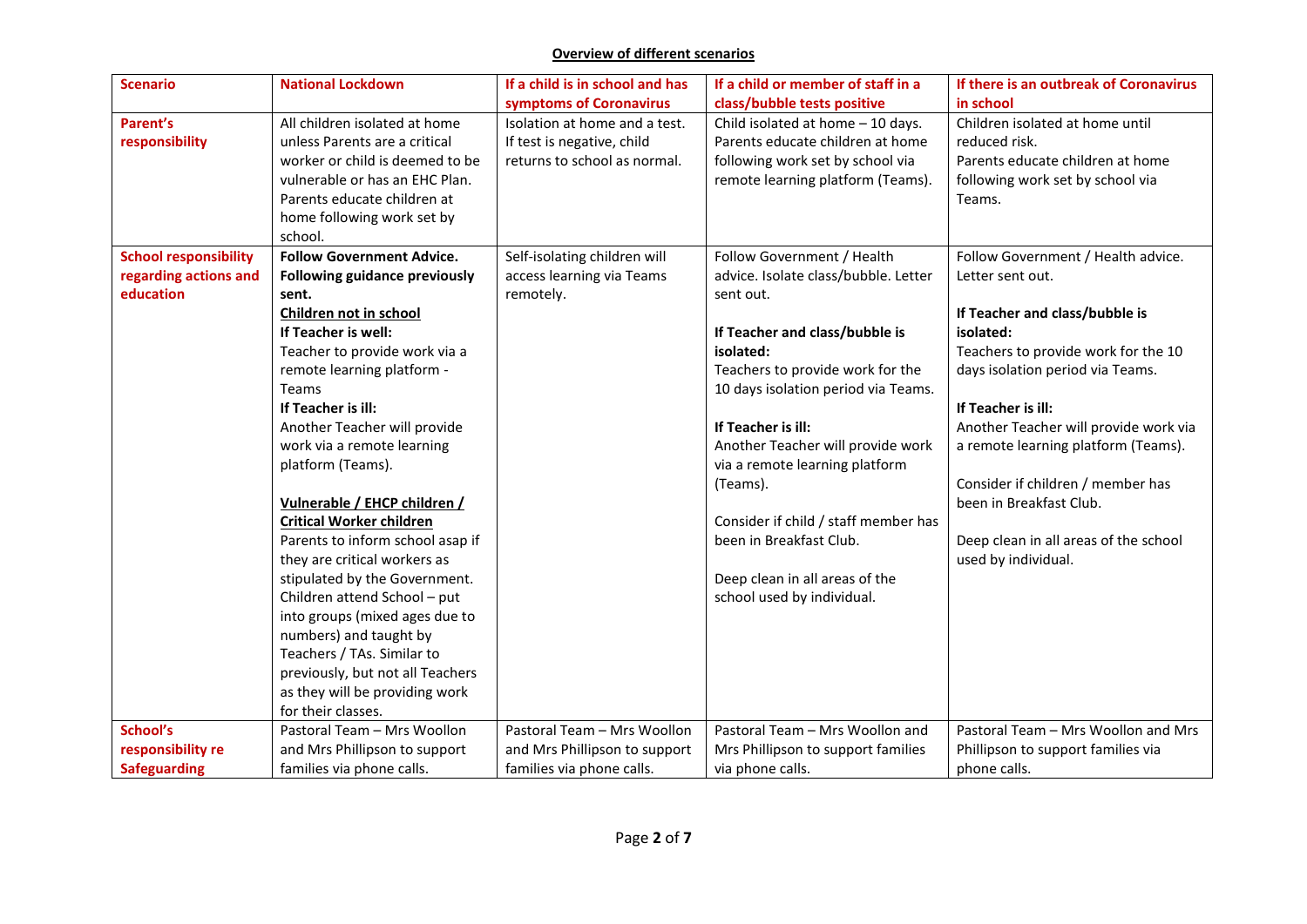**Overview of different scenarios**

| Scenario | National Lockdown | If a child is in school and has symptoms of Coronavirus | If a child or member of staff in a class/bubble tests positive | If there is an outbreak of Coronavirus in school |
|---|---|---|---|---|
| **Parent's responsibility** | All children isolated at home unless Parents are a critical worker or child is deemed to be vulnerable or has an EHC Plan. Parents educate children at home following work set by school. | Isolation at home and a test. If test is negative, child returns to school as normal. | Child isolated at home – 10 days. Parents educate children at home following work set by school via remote learning platform (Teams). | Children isolated at home until reduced risk. Parents educate children at home following work set by school via Teams. |
| **School responsibility regarding actions and education** | **Follow Government Advice. Following guidance previously sent.** <br> **Children not in school** <br> **If Teacher is well:** <br> Teacher to provide work via a remote learning platform - Teams <br> **If Teacher is ill:** <br> Another Teacher will provide work via a remote learning platform (Teams). <br><br> **Vulnerable / EHCP children / Critical Worker children** <br> Parents to inform school asap if they are critical workers as stipulated by the Government. Children attend School – put into groups (mixed ages due to numbers) and taught by Teachers / TAs. Similar to previously, but not all Teachers as they will be providing work for their classes. | Self-isolating children will access learning via Teams remotely. | Follow Government / Health advice. Isolate class/bubble. Letter sent out. <br><br> **If Teacher and class/bubble is isolated:** <br> Teachers to provide work for the 10 days isolation period via Teams. <br><br> **If Teacher is ill:** <br> Another Teacher will provide work via a remote learning platform (Teams). <br><br> Consider if child / staff member has been in Breakfast Club. <br><br> Deep clean in all areas of the school used by individual. | Follow Government / Health advice. Letter sent out. <br><br> **If Teacher and class/bubble is isolated:** <br> Teachers to provide work for the 10 days isolation period via Teams. <br><br> **If Teacher is ill:** <br> Another Teacher will provide work via a remote learning platform (Teams). <br><br> Consider if children / member has been in Breakfast Club. <br><br> Deep clean in all areas of the school used by individual. |
| **School's responsibility re Safeguarding** | Pastoral Team – Mrs Woollon and Mrs Phillipson to support families via phone calls. | Pastoral Team – Mrs Woollon and Mrs Phillipson to support families via phone calls. | Pastoral Team – Mrs Woollon and Mrs Phillipson to support families via phone calls. | Pastoral Team – Mrs Woollon and Mrs Phillipson to support families via phone calls. |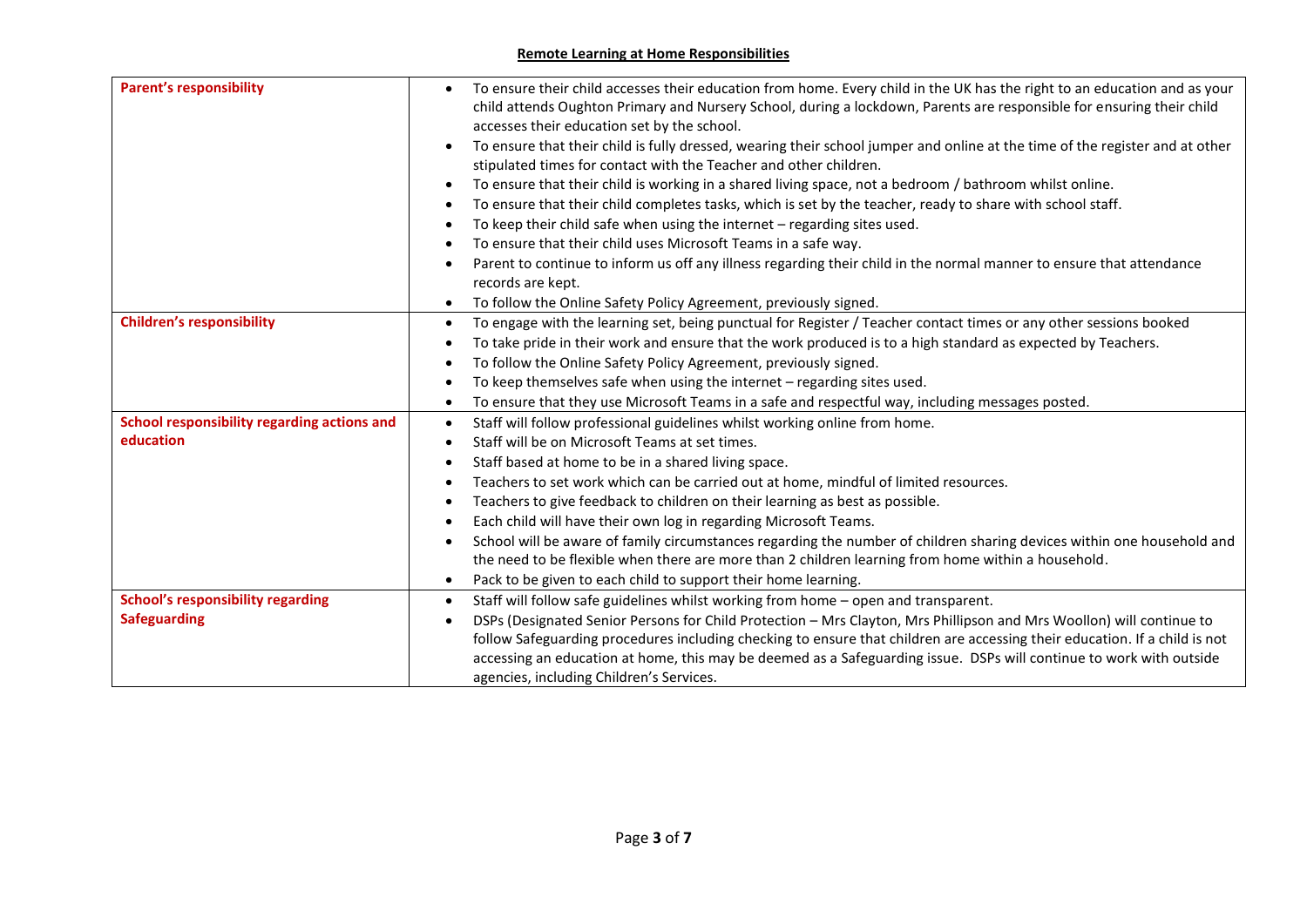**Remote Learning at Home Responsibilities**

| | |
|---|---|
| **Parent's responsibility** | • To ensure their child accesses their education from home. Every child in the UK has the right to an education and as your child attends Oughton Primary and Nursery School, during a lockdown, Parents are responsible for ensuring their child accesses their education set by the school.<br>• To ensure that their child is fully dressed, wearing their school jumper and online at the time of the register and at other stipulated times for contact with the Teacher and other children.<br>• To ensure that their child is working in a shared living space, not a bedroom / bathroom whilst online.<br>• To ensure that their child completes tasks, which is set by the teacher, ready to share with school staff.<br>• To keep their child safe when using the internet – regarding sites used.<br>• To ensure that their child uses Microsoft Teams in a safe way.<br>• Parent to continue to inform us off any illness regarding their child in the normal manner to ensure that attendance records are kept.<br>• To follow the Online Safety Policy Agreement, previously signed. |
| **Children's responsibility** | • To engage with the learning set, being punctual for Register / Teacher contact times or any other sessions booked<br>• To take pride in their work and ensure that the work produced is to a high standard as expected by Teachers.<br>• To follow the Online Safety Policy Agreement, previously signed.<br>• To keep themselves safe when using the internet – regarding sites used.<br>• To ensure that they use Microsoft Teams in a safe and respectful way, including messages posted. |
| **School responsibility regarding actions and education** | • Staff will follow professional guidelines whilst working online from home.<br>• Staff will be on Microsoft Teams at set times.<br>• Staff based at home to be in a shared living space.<br>• Teachers to set work which can be carried out at home, mindful of limited resources.<br>• Teachers to give feedback to children on their learning as best as possible.<br>• Each child will have their own log in regarding Microsoft Teams.<br>• School will be aware of family circumstances regarding the number of children sharing devices within one household and the need to be flexible when there are more than 2 children learning from home within a household.<br>• Pack to be given to each child to support their home learning. |
| **School's responsibility regarding Safeguarding** | • Staff will follow safe guidelines whilst working from home – open and transparent.<br>• DSPs (Designated Senior Persons for Child Protection – Mrs Clayton, Mrs Phillipson and Mrs Woollon) will continue to follow Safeguarding procedures including checking to ensure that children are accessing their education. If a child is not accessing an education at home, this may be deemed as a Safeguarding issue. DSPs will continue to work with outside agencies, including Children's Services. |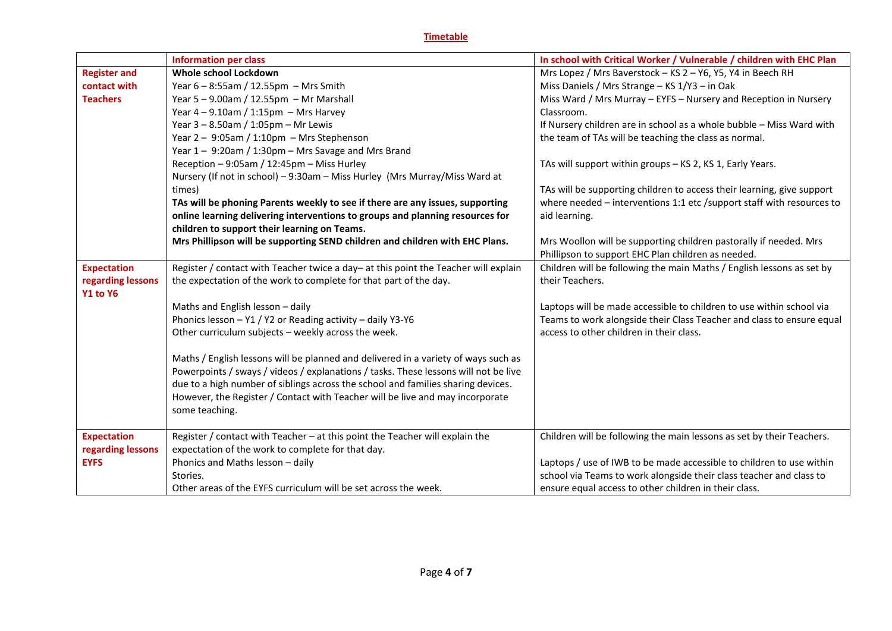## Timetable

| | Information per class | In school with Critical Worker / Vulnerable / children with EHC Plan |
|---|---|---|
| **Register and contact with Teachers** | **Whole school Lockdown**<br>Year 6 – 8:55am / 12.55pm – Mrs Smith<br>Year 5 – 9.00am / 12.55pm – Mr Marshall<br>Year 4 – 9.10am / 1:15pm – Mrs Harvey<br>Year 3 – 8.50am / 1:05pm – Mr Lewis<br>Year 2 – 9:05am / 1:10pm – Mrs Stephenson<br>Year 1 – 9:20am / 1:30pm – Mrs Savage and Mrs Brand<br>Reception – 9:05am / 12:45pm – Miss Hurley<br>Nursery (If not in school) – 9:30am – Miss Hurley (Mrs Murray/Miss Ward at times)<br>**TAs will be phoning Parents weekly to see if there are any issues, supporting online learning delivering interventions to groups and planning resources for children to support their learning on Teams.**<br>**Mrs Phillipson will be supporting SEND children and children with EHC Plans.** | Mrs Lopez / Mrs Baverstock – KS 2 – Y6, Y5, Y4 in Beech RH<br>Miss Daniels / Mrs Strange – KS 1/Y3 – in Oak<br>Miss Ward / Mrs Murray – EYFS – Nursery and Reception in Nursery Classroom.<br>If Nursery children are in school as a whole bubble – Miss Ward with the team of TAs will be teaching the class as normal.<br><br>TAs will support within groups – KS 2, KS 1, Early Years.<br><br>TAs will be supporting children to access their learning, give support where needed – interventions 1:1 etc /support staff with resources to aid learning.<br><br>Mrs Woollon will be supporting children pastorally if needed. Mrs Phillipson to support EHC Plan children as needed. |
| **Expectation regarding lessons Y1 to Y6** | Register / contact with Teacher twice a day– at this point the Teacher will explain the expectation of the work to complete for that part of the day.<br><br>Maths and English lesson – daily<br>Phonics lesson – Y1 / Y2 or Reading activity – daily Y3-Y6<br>Other curriculum subjects – weekly across the week.<br><br>Maths / English lessons will be planned and delivered in a variety of ways such as Powerpoints / sways / videos / explanations / tasks. These lessons will not be live due to a high number of siblings across the school and families sharing devices. However, the Register / Contact with Teacher will be live and may incorporate some teaching. | Children will be following the main Maths / English lessons as set by their Teachers.<br><br>Laptops will be made accessible to children to use within school via Teams to work alongside their Class Teacher and class to ensure equal access to other children in their class. |
| **Expectation regarding lessons EYFS** | Register / contact with Teacher – at this point the Teacher will explain the expectation of the work to complete for that day.<br>Phonics and Maths lesson – daily<br>Stories.<br>Other areas of the EYFS curriculum will be set across the week. | Children will be following the main lessons as set by their Teachers.<br><br>Laptops / use of IWB to be made accessible to children to use within school via Teams to work alongside their class teacher and class to ensure equal access to other children in their class. |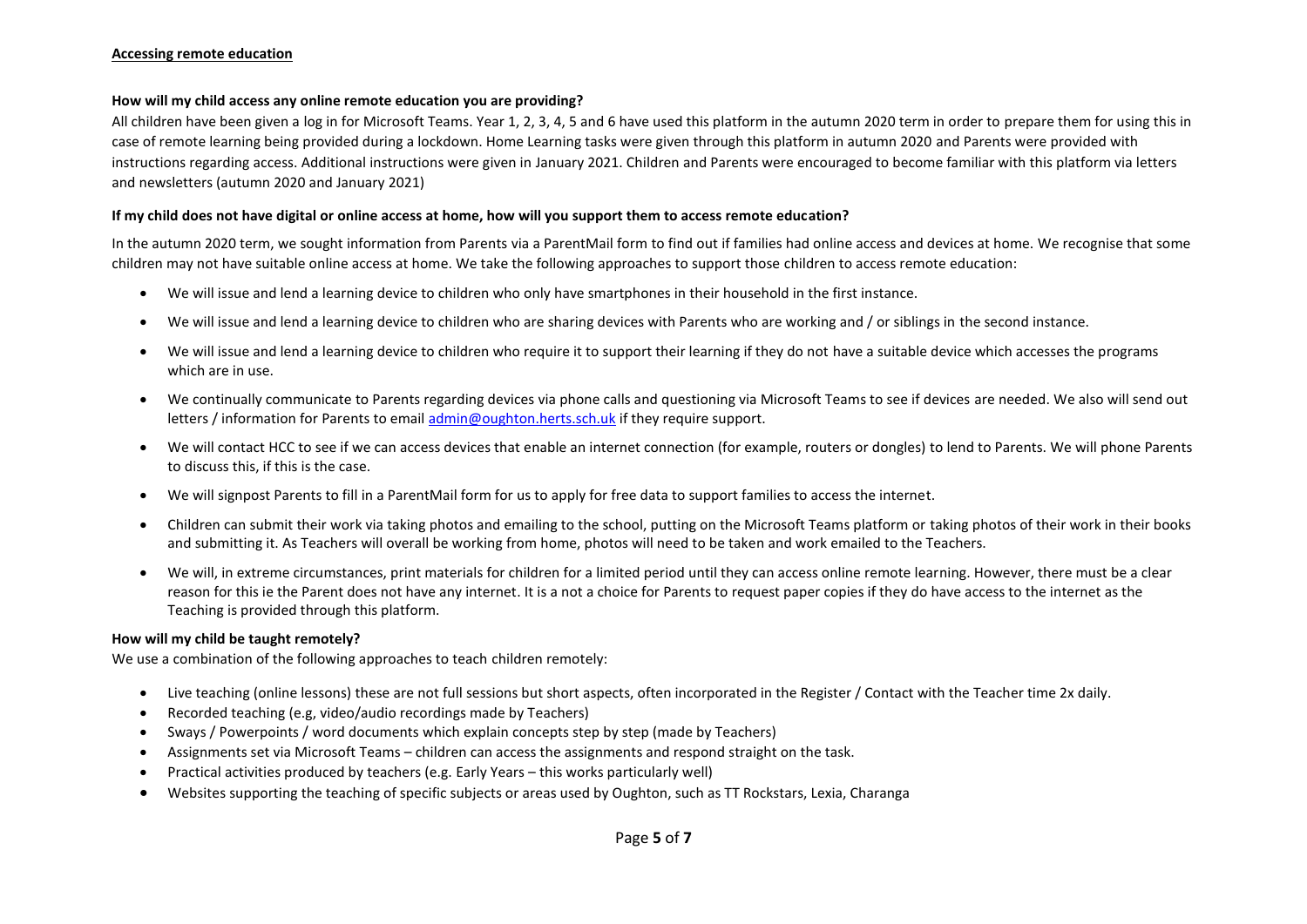**Accessing remote education**

**How will my child access any online remote education you are providing?**

All children have been given a log in for Microsoft Teams. Year 1, 2, 3, 4, 5 and 6 have used this platform in the autumn 2020 term in order to prepare them for using this in case of remote learning being provided during a lockdown. Home Learning tasks were given through this platform in autumn 2020 and Parents were provided with instructions regarding access. Additional instructions were given in January 2021. Children and Parents were encouraged to become familiar with this platform via letters and newsletters (autumn 2020 and January 2021)

**If my child does not have digital or online access at home, how will you support them to access remote education?**

In the autumn 2020 term, we sought information from Parents via a ParentMail form to find out if families had online access and devices at home. We recognise that some children may not have suitable online access at home. We take the following approaches to support those children to access remote education:

- We will issue and lend a learning device to children who only have smartphones in their household in the first instance.
- We will issue and lend a learning device to children who are sharing devices with Parents who are working and / or siblings in the second instance.
- We will issue and lend a learning device to children who require it to support their learning if they do not have a suitable device which accesses the programs which are in use.
- We continually communicate to Parents regarding devices via phone calls and questioning via Microsoft Teams to see if devices are needed. We also will send out letters / information for Parents to email admin@oughton.herts.sch.uk if they require support.
- We will contact HCC to see if we can access devices that enable an internet connection (for example, routers or dongles) to lend to Parents. We will phone Parents to discuss this, if this is the case.
- We will signpost Parents to fill in a ParentMail form for us to apply for free data to support families to access the internet.
- Children can submit their work via taking photos and emailing to the school, putting on the Microsoft Teams platform or taking photos of their work in their books and submitting it. As Teachers will overall be working from home, photos will need to be taken and work emailed to the Teachers.
- We will, in extreme circumstances, print materials for children for a limited period until they can access online remote learning. However, there must be a clear reason for this ie the Parent does not have any internet. It is a not a choice for Parents to request paper copies if they do have access to the internet as the Teaching is provided through this platform.

**How will my child be taught remotely?**

We use a combination of the following approaches to teach children remotely:

- Live teaching (online lessons) these are not full sessions but short aspects, often incorporated in the Register / Contact with the Teacher time 2x daily.
- Recorded teaching (e.g, video/audio recordings made by Teachers)
- Sways / Powerpoints / word documents which explain concepts step by step (made by Teachers)
- Assignments set via Microsoft Teams – children can access the assignments and respond straight on the task.
- Practical activities produced by teachers (e.g. Early Years – this works particularly well)
- Websites supporting the teaching of specific subjects or areas used by Oughton, such as TT Rockstars, Lexia, Charanga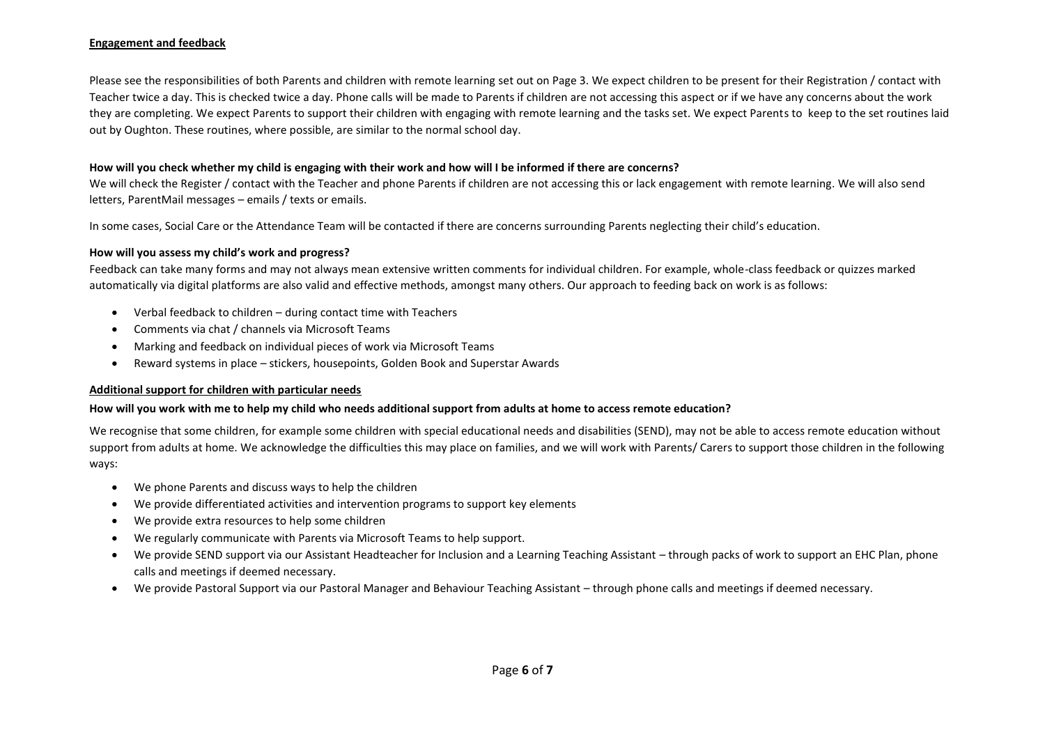## Engagement and feedback

Please see the responsibilities of both Parents and children with remote learning set out on Page 3. We expect children to be present for their Registration / contact with Teacher twice a day. This is checked twice a day. Phone calls will be made to Parents if children are not accessing this aspect or if we have any concerns about the work they are completing. We expect Parents to support their children with engaging with remote learning and the tasks set. We expect Parents to keep to the set routines laid out by Oughton. These routines, where possible, are similar to the normal school day.

### How will you check whether my child is engaging with their work and how will I be informed if there are concerns?

We will check the Register / contact with the Teacher and phone Parents if children are not accessing this or lack engagement with remote learning. We will also send letters, ParentMail messages – emails / texts or emails.

In some cases, Social Care or the Attendance Team will be contacted if there are concerns surrounding Parents neglecting their child's education.

### How will you assess my child's work and progress?

Feedback can take many forms and may not always mean extensive written comments for individual children. For example, whole-class feedback or quizzes marked automatically via digital platforms are also valid and effective methods, amongst many others. Our approach to feeding back on work is as follows:

- Verbal feedback to children – during contact time with Teachers
- Comments via chat / channels via Microsoft Teams
- Marking and feedback on individual pieces of work via Microsoft Teams
- Reward systems in place – stickers, housepoints, Golden Book and Superstar Awards

## Additional support for children with particular needs

### How will you work with me to help my child who needs additional support from adults at home to access remote education?

We recognise that some children, for example some children with special educational needs and disabilities (SEND), may not be able to access remote education without support from adults at home. We acknowledge the difficulties this may place on families, and we will work with Parents/ Carers to support those children in the following ways:

- We phone Parents and discuss ways to help the children
- We provide differentiated activities and intervention programs to support key elements
- We provide extra resources to help some children
- We regularly communicate with Parents via Microsoft Teams to help support.
- We provide SEND support via our Assistant Headteacher for Inclusion and a Learning Teaching Assistant – through packs of work to support an EHC Plan, phone calls and meetings if deemed necessary.
- We provide Pastoral Support via our Pastoral Manager and Behaviour Teaching Assistant – through phone calls and meetings if deemed necessary.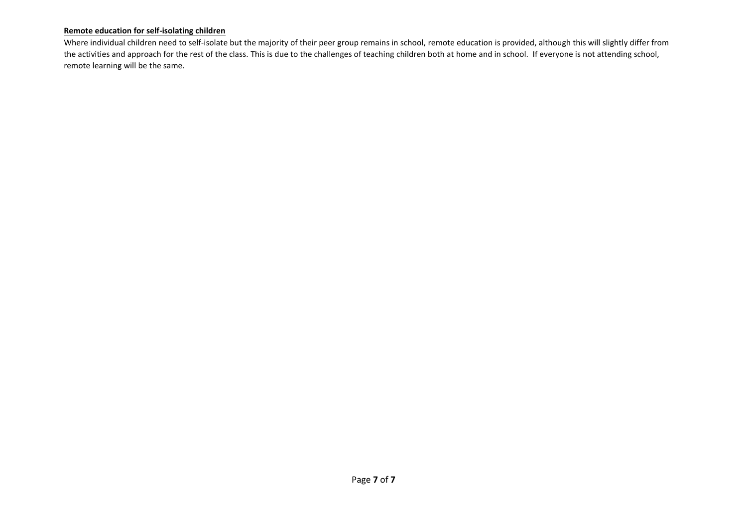**Remote education for self-isolating children**

Where individual children need to self-isolate but the majority of their peer group remains in school, remote education is provided, although this will slightly differ from the activities and approach for the rest of the class. This is due to the challenges of teaching children both at home and in school. If everyone is not attending school, remote learning will be the same.